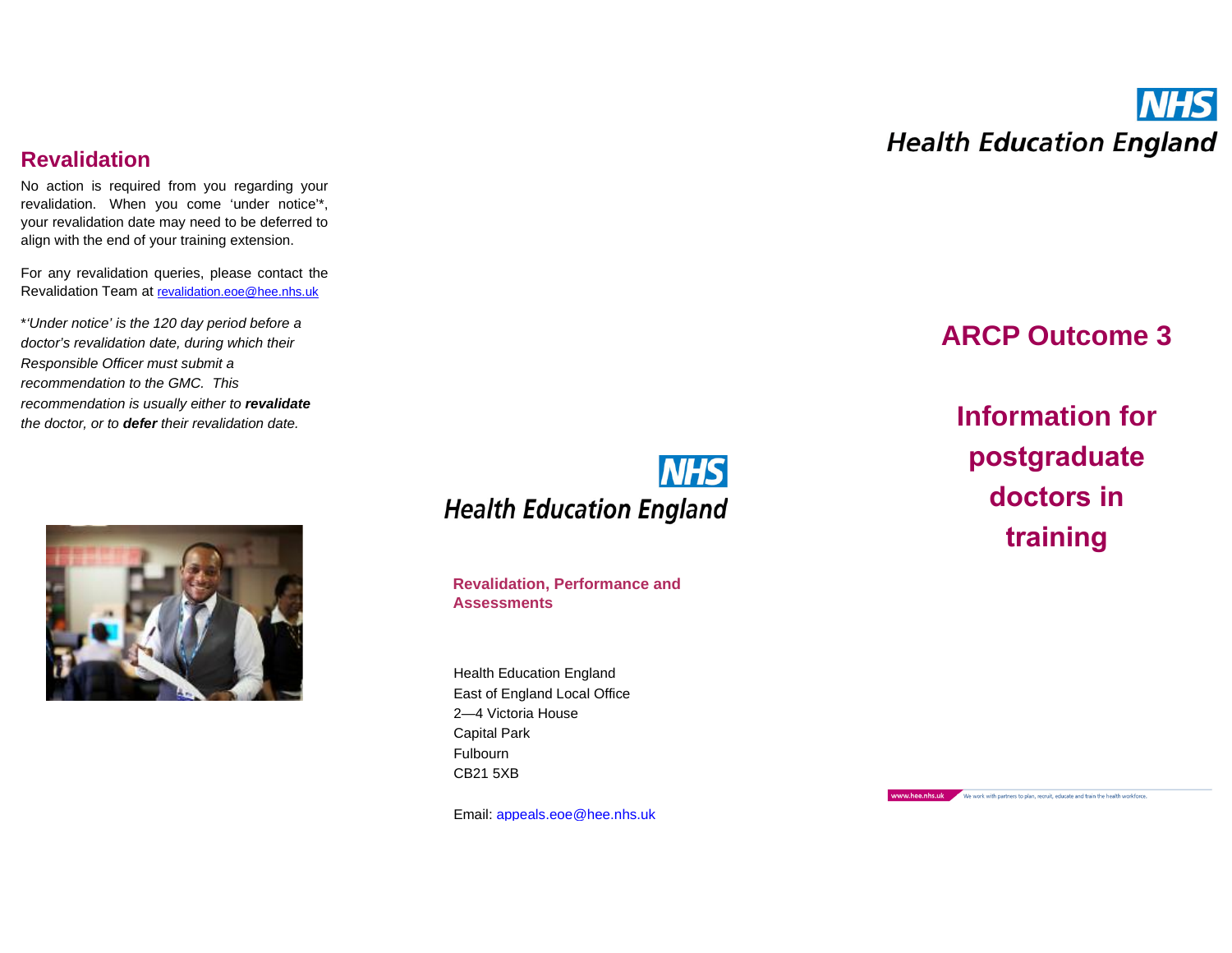## Revalidation

No action is required from you regarding your revalidation. When you come 'under notice'*, your revalidation date may need to be deferred to align with the end of your training extension.

For any revalidation queries, please contact the Revalidation Team at revalidation.eoe@hee.nhs.uk

**'Under notice'* is the 120 day period before a doctor's revalidation date, during which their Responsible Officer must submit a recommendation to the GMC. This recommendation is usually either to ***revalidate*** the doctor, or to ***defer*** their revalidation date.*

NHS Health Education England

**Revalidation, Performance and Assessments**

Health Education England
East of England Local Office
2—4 Victoria House
Capital Park
Fulbourn
CB21 5XB

Email: appeals.eoe@hee.nhs.uk

NHS Health Education England

# ARCP Outcome 3

# Information for postgraduate doctors in training

www.hee.nhs.uk We work with partners to plan, recruit, educate and train the health workforce.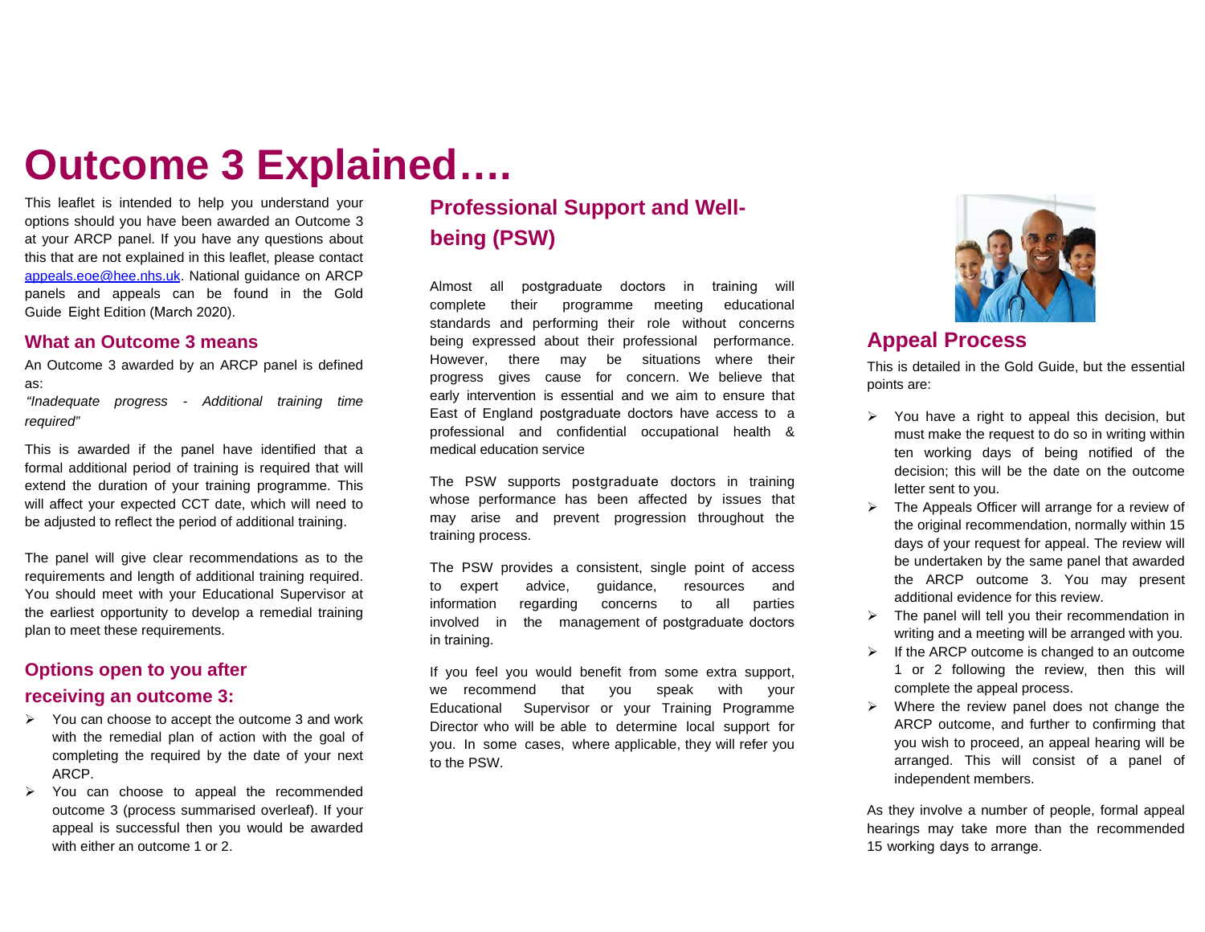# Outcome 3 Explained….

This leaflet is intended to help you understand your options should you have been awarded an Outcome 3 at your ARCP panel. If you have any questions about this that are not explained in this leaflet, please contact [appeals.eoe@hee.nhs.uk](mailto:appeals.eoe@hee.nhs.uk). National guidance on ARCP panels and appeals can be found in the Gold Guide Eight Edition (March 2020).

## What an Outcome 3 means

An Outcome 3 awarded by an ARCP panel is defined as:

*"Inadequate progress - Additional training time required"*

This is awarded if the panel have identified that a formal additional period of training is required that will extend the duration of your training programme. This will affect your expected CCT date, which will need to be adjusted to reflect the period of additional training.

The panel will give clear recommendations as to the requirements and length of additional training required. You should meet with your Educational Supervisor at the earliest opportunity to develop a remedial training plan to meet these requirements.

## Options open to you after receiving an outcome 3:

- You can choose to accept the outcome 3 and work with the remedial plan of action with the goal of completing the required by the date of your next ARCP.
- You can choose to appeal the recommended outcome 3 (process summarised overleaf). If your appeal is successful then you would be awarded with either an outcome 1 or 2.

## Professional Support and Well-being (PSW)

Almost all postgraduate doctors in training will complete their programme meeting educational standards and performing their role without concerns being expressed about their professional performance. However, there may be situations where their progress gives cause for concern. We believe that early intervention is essential and we aim to ensure that East of England postgraduate doctors have access to a professional and confidential occupational health & medical education service

The PSW supports postgraduate doctors in training whose performance has been affected by issues that may arise and prevent progression throughout the training process.

The PSW provides a consistent, single point of access to expert advice, guidance, resources and information regarding concerns to all parties involved in the management of postgraduate doctors in training.

If you feel you would benefit from some extra support, we recommend that you speak with your Educational Supervisor or your Training Programme Director who will be able to determine local support for you. In some cases, where applicable, they will refer you to the PSW.

## Appeal Process

This is detailed in the Gold Guide, but the essential points are:

- You have a right to appeal this decision, but must make the request to do so in writing within ten working days of being notified of the decision; this will be the date on the outcome letter sent to you.
- The Appeals Officer will arrange for a review of the original recommendation, normally within 15 days of your request for appeal. The review will be undertaken by the same panel that awarded the ARCP outcome 3. You may present additional evidence for this review.
- The panel will tell you their recommendation in writing and a meeting will be arranged with you.
- If the ARCP outcome is changed to an outcome 1 or 2 following the review, then this will complete the appeal process.
- Where the review panel does not change the ARCP outcome, and further to confirming that you wish to proceed, an appeal hearing will be arranged. This will consist of a panel of independent members.

As they involve a number of people, formal appeal hearings may take more than the recommended 15 working days to arrange.